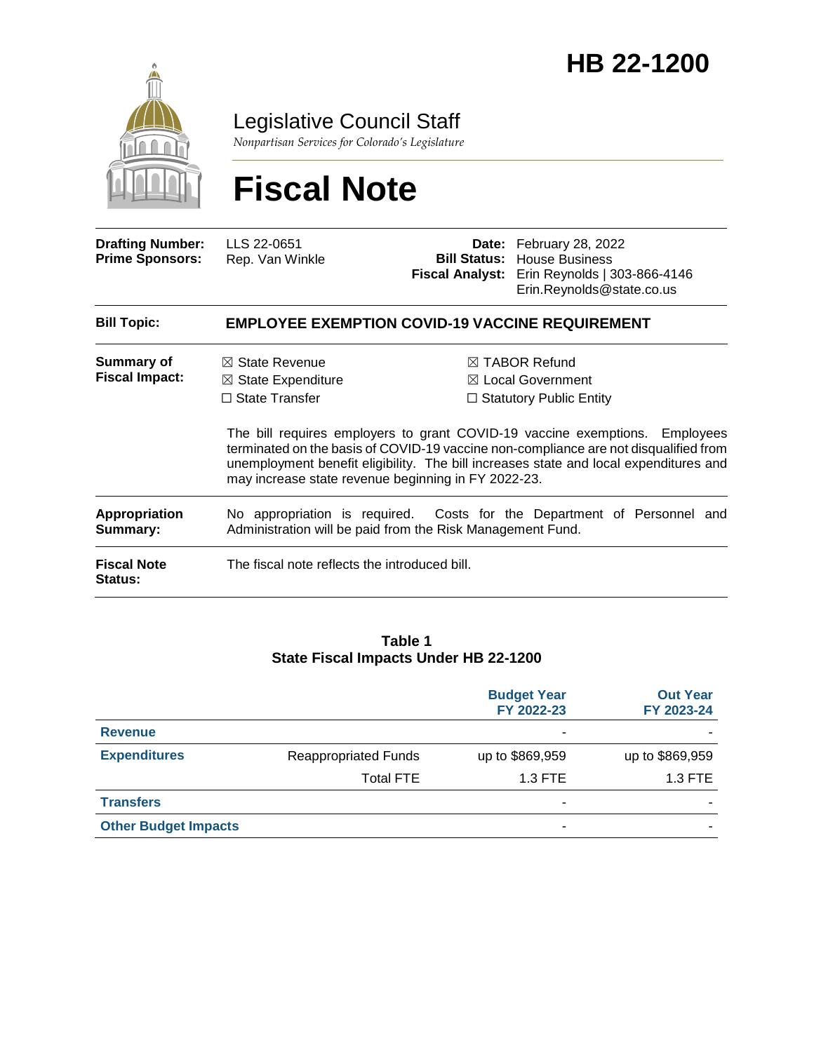# HB 22-1200

Legislative Council Staff

*Nonpartisan Services for Colorado's Legislature*

# Fiscal Note

| | | | |
|---|---|---|---|
| **Drafting Number:** | LLS 22-0651 | **Date:** | February 28, 2022 |
| **Prime Sponsors:** | Rep. Van Winkle | **Bill Status:** | House Business |
| | | **Fiscal Analyst:** | Erin Reynolds \| 303-866-4146 Erin.Reynolds@state.co.us |

| | |
|---|---|
| **Bill Topic:** | **EMPLOYEE EXEMPTION COVID-19 VACCINE REQUIREMENT** |
| **Summary of Fiscal Impact:** | ☒ State Revenue ☒ State Expenditure ☐ State Transfer ☒ TABOR Refund ☒ Local Government ☐ Statutory Public Entity<br><br>The bill requires employers to grant COVID-19 vaccine exemptions. Employees terminated on the basis of COVID-19 vaccine non-compliance are not disqualified from unemployment benefit eligibility. The bill increases state and local expenditures and may increase state revenue beginning in FY 2022-23. |
| **Appropriation Summary:** | No appropriation is required. Costs for the Department of Personnel and Administration will be paid from the Risk Management Fund. |
| **Fiscal Note Status:** | The fiscal note reflects the introduced bill. |

**Table 1**
**State Fiscal Impacts Under HB 22-1200**

| | | Budget Year FY 2022-23 | Out Year FY 2023-24 |
|---|---|---|---|
| **Revenue** | | - | - |
| **Expenditures** | Reappropriated Funds | up to $869,959 | up to $869,959 |
| | Total FTE | 1.3 FTE | 1.3 FTE |
| **Transfers** | | - | - |
| **Other Budget Impacts** | | - | - |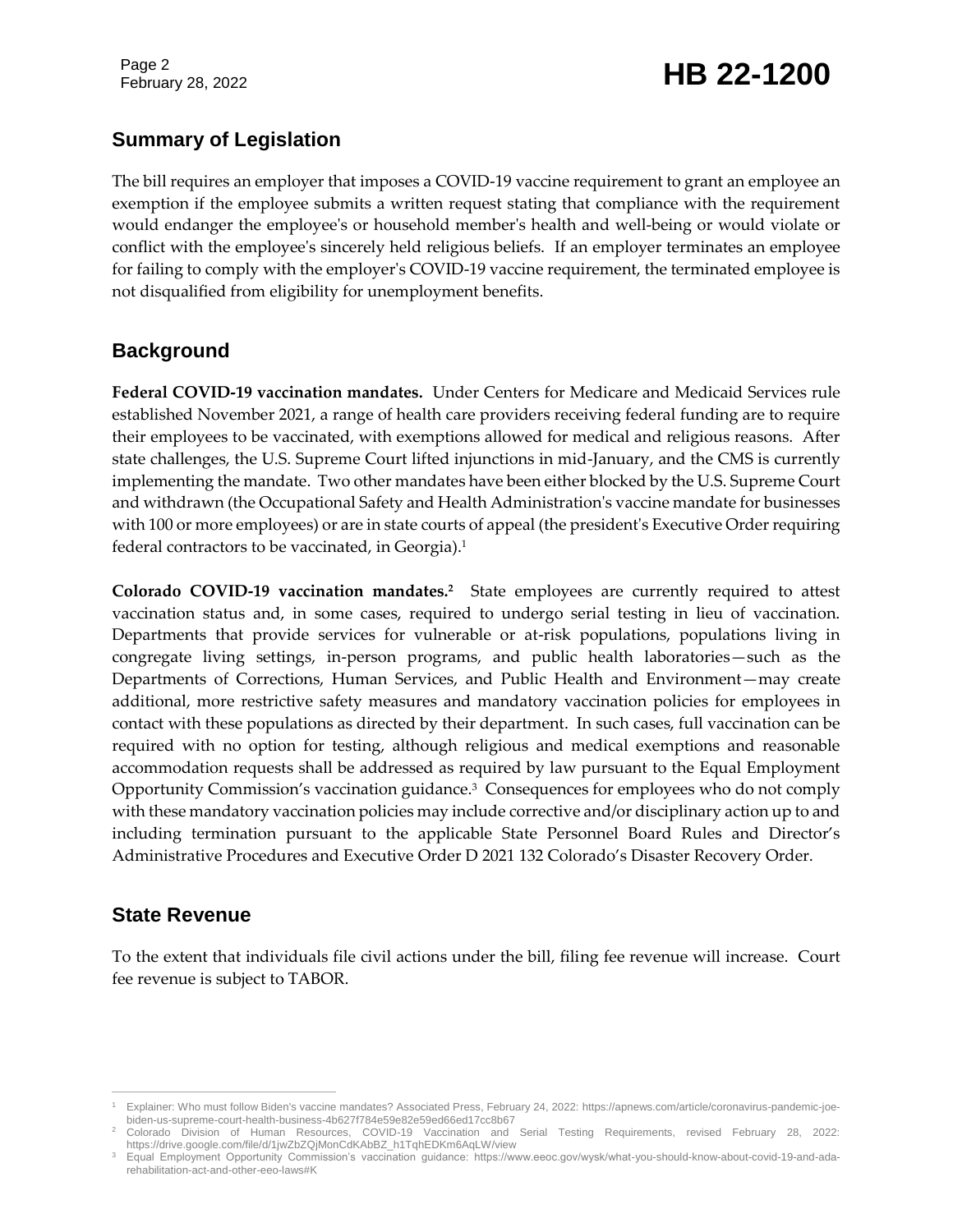## Summary of Legislation

The bill requires an employer that imposes a COVID-19 vaccine requirement to grant an employee an exemption if the employee submits a written request stating that compliance with the requirement would endanger the employee's or household member's health and well-being or would violate or conflict with the employee's sincerely held religious beliefs. If an employer terminates an employee for failing to comply with the employer's COVID-19 vaccine requirement, the terminated employee is not disqualified from eligibility for unemployment benefits.

## Background

**Federal COVID-19 vaccination mandates.** Under Centers for Medicare and Medicaid Services rule established November 2021, a range of health care providers receiving federal funding are to require their employees to be vaccinated, with exemptions allowed for medical and religious reasons. After state challenges, the U.S. Supreme Court lifted injunctions in mid-January, and the CMS is currently implementing the mandate. Two other mandates have been either blocked by the U.S. Supreme Court and withdrawn (the Occupational Safety and Health Administration's vaccine mandate for businesses with 100 or more employees) or are in state courts of appeal (the president's Executive Order requiring federal contractors to be vaccinated, in Georgia).[1]

**Colorado COVID-19 vaccination mandates.**[2] State employees are currently required to attest vaccination status and, in some cases, required to undergo serial testing in lieu of vaccination. Departments that provide services for vulnerable or at-risk populations, populations living in congregate living settings, in-person programs, and public health laboratories—such as the Departments of Corrections, Human Services, and Public Health and Environment—may create additional, more restrictive safety measures and mandatory vaccination policies for employees in contact with these populations as directed by their department. In such cases, full vaccination can be required with no option for testing, although religious and medical exemptions and reasonable accommodation requests shall be addressed as required by law pursuant to the Equal Employment Opportunity Commission's vaccination guidance.[3] Consequences for employees who do not comply with these mandatory vaccination policies may include corrective and/or disciplinary action up to and including termination pursuant to the applicable State Personnel Board Rules and Director's Administrative Procedures and Executive Order D 2021 132 Colorado's Disaster Recovery Order.

## State Revenue

To the extent that individuals file civil actions under the bill, filing fee revenue will increase. Court fee revenue is subject to TABOR.

---

[1] Explainer: Who must follow Biden's vaccine mandates? Associated Press, February 24, 2022: https://apnews.com/article/coronavirus-pandemic-joe-biden-us-supreme-court-health-business-4b627f784e59e82e59ed66ed17cc8b67

[2] Colorado Division of Human Resources, COVID-19 Vaccination and Serial Testing Requirements, revised February 28, 2022: https://drive.google.com/file/d/1jwZbZQjMonCdKAbBZ_h1TqhEDKm6AqLW/view

[3] Equal Employment Opportunity Commission's vaccination guidance: https://www.eeoc.gov/wysk/what-you-should-know-about-covid-19-and-ada-rehabilitation-act-and-other-eeo-laws#K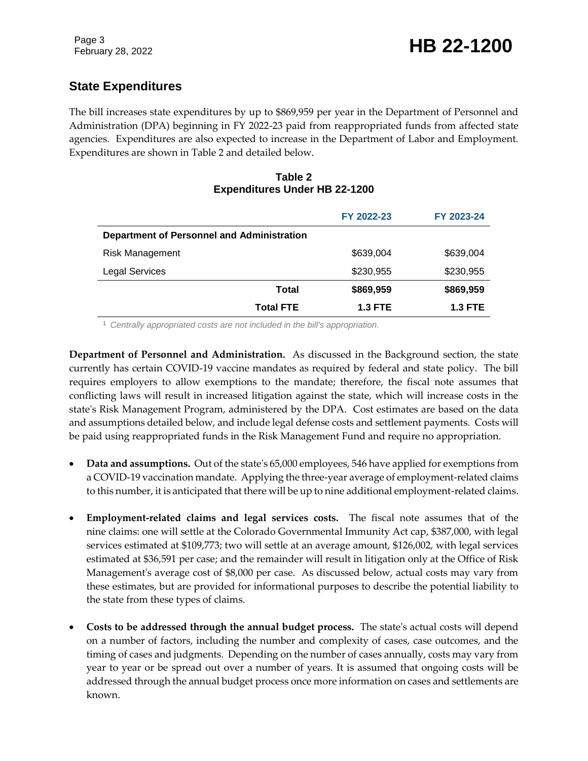## State Expenditures

The bill increases state expenditures by up to $869,959 per year in the Department of Personnel and Administration (DPA) beginning in FY 2022-23 paid from reappropriated funds from affected state agencies. Expenditures are also expected to increase in the Department of Labor and Employment. Expenditures are shown in Table 2 and detailed below.

**Table 2**
**Expenditures Under HB 22-1200**

| | FY 2022-23 | FY 2023-24 |
|---|---|---|
| **Department of Personnel and Administration** | | |
| Risk Management | $639,004 | $639,004 |
| Legal Services | $230,955 | $230,955 |
| **Total** | **$869,959** | **$869,959** |
| **Total FTE** | **1.3 FTE** | **1.3 FTE** |

[1] *Centrally appropriated costs are not included in the bill's appropriation.*

**Department of Personnel and Administration.** As discussed in the Background section, the state currently has certain COVID-19 vaccine mandates as required by federal and state policy. The bill requires employers to allow exemptions to the mandate; therefore, the fiscal note assumes that conflicting laws will result in increased litigation against the state, which will increase costs in the state's Risk Management Program, administered by the DPA. Cost estimates are based on the data and assumptions detailed below, and include legal defense costs and settlement payments. Costs will be paid using reappropriated funds in the Risk Management Fund and require no appropriation.

- **Data and assumptions.** Out of the state's 65,000 employees, 546 have applied for exemptions from a COVID-19 vaccination mandate. Applying the three-year average of employment-related claims to this number, it is anticipated that there will be up to nine additional employment-related claims.
- **Employment-related claims and legal services costs.** The fiscal note assumes that of the nine claims: one will settle at the Colorado Governmental Immunity Act cap, $387,000, with legal services estimated at $109,773; two will settle at an average amount, $126,002, with legal services estimated at $36,591 per case; and the remainder will result in litigation only at the Office of Risk Management's average cost of $8,000 per case. As discussed below, actual costs may vary from these estimates, but are provided for informational purposes to describe the potential liability to the state from these types of claims.
- **Costs to be addressed through the annual budget process.** The state's actual costs will depend on a number of factors, including the number and complexity of cases, case outcomes, and the timing of cases and judgments. Depending on the number of cases annually, costs may vary from year to year or be spread out over a number of years. It is assumed that ongoing costs will be addressed through the annual budget process once more information on cases and settlements are known.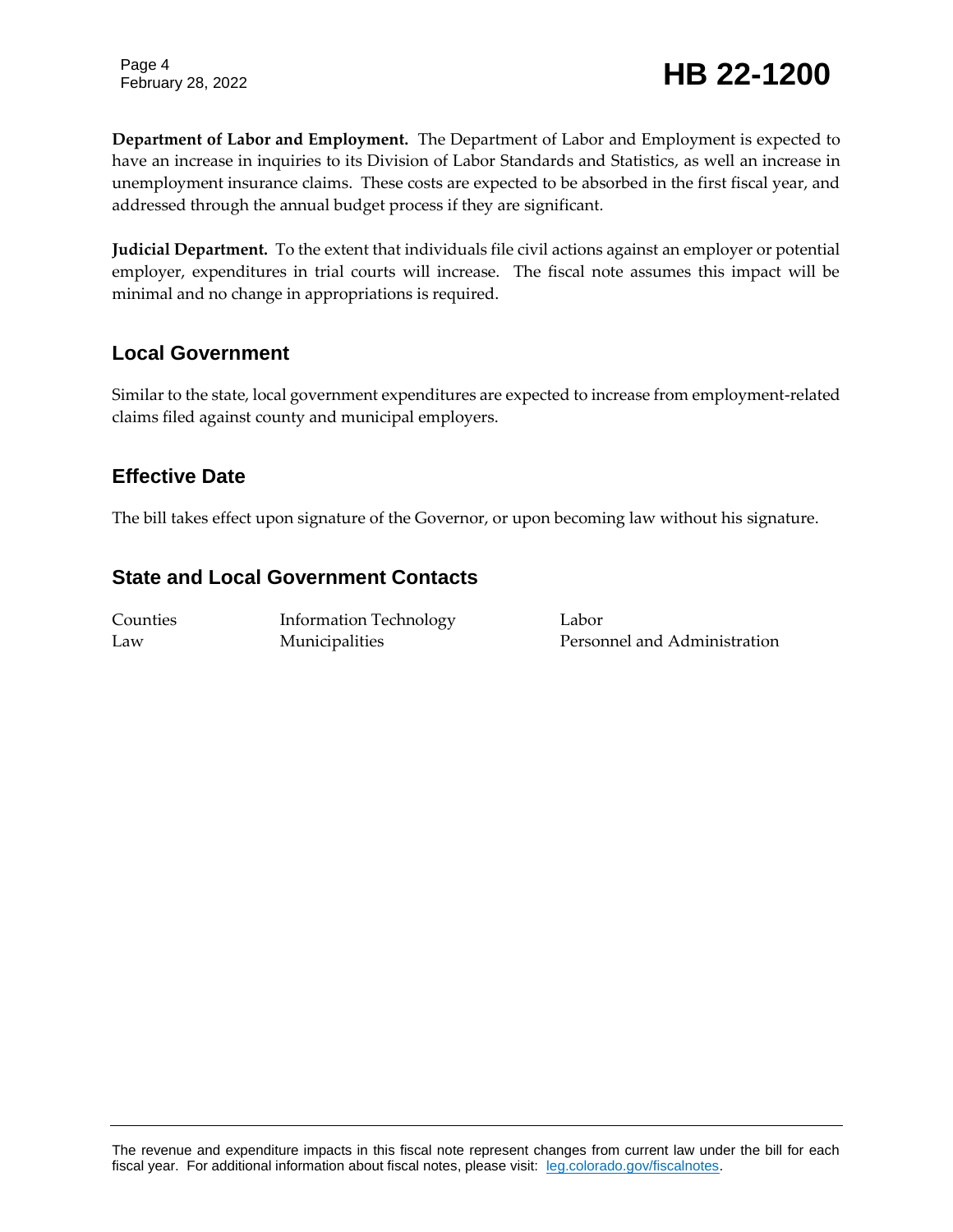**Department of Labor and Employment.** The Department of Labor and Employment is expected to have an increase in inquiries to its Division of Labor Standards and Statistics, as well an increase in unemployment insurance claims. These costs are expected to be absorbed in the first fiscal year, and addressed through the annual budget process if they are significant.

**Judicial Department.** To the extent that individuals file civil actions against an employer or potential employer, expenditures in trial courts will increase. The fiscal note assumes this impact will be minimal and no change in appropriations is required.

## Local Government

Similar to the state, local government expenditures are expected to increase from employment-related claims filed against county and municipal employers.

## Effective Date

The bill takes effect upon signature of the Governor, or upon becoming law without his signature.

## State and Local Government Contacts

| | | |
|---|---|---|
| Counties | Information Technology | Labor |
| Law | Municipalities | Personnel and Administration |

The revenue and expenditure impacts in this fiscal note represent changes from current law under the bill for each fiscal year. For additional information about fiscal notes, please visit: leg.colorado.gov/fiscalnotes.